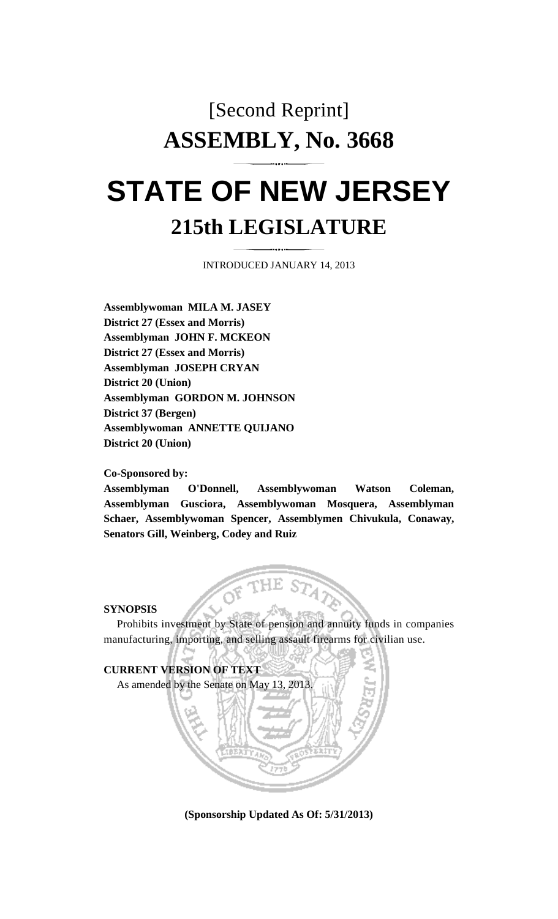# [Second Reprint]

# ASSEMBLY, No. 3668

# STATE OF NEW JERSEY

## 215th LEGISLATURE

INTRODUCED JANUARY 14, 2013

**Assemblywoman MILA M. JASEY**
**District 27 (Essex and Morris)**
**Assemblyman JOHN F. MCKEON**
**District 27 (Essex and Morris)**
**Assemblyman JOSEPH CRYAN**
**District 20 (Union)**
**Assemblyman GORDON M. JOHNSON**
**District 37 (Bergen)**
**Assemblywoman ANNETTE QUIJANO**
**District 20 (Union)**

**Co-Sponsored by:**
**Assemblyman O'Donnell, Assemblywoman Watson Coleman, Assemblyman Gusciora, Assemblywoman Mosquera, Assemblyman Schaer, Assemblywoman Spencer, Assemblymen Chivukula, Conaway, Senators Gill, Weinberg, Codey and Ruiz**

**SYNOPSIS**

Prohibits investment by State of pension and annuity funds in companies manufacturing, importing, and selling assault firearms for civilian use.

**CURRENT VERSION OF TEXT**

As amended by the Senate on May 13, 2013.

**(Sponsorship Updated As Of: 5/31/2013)**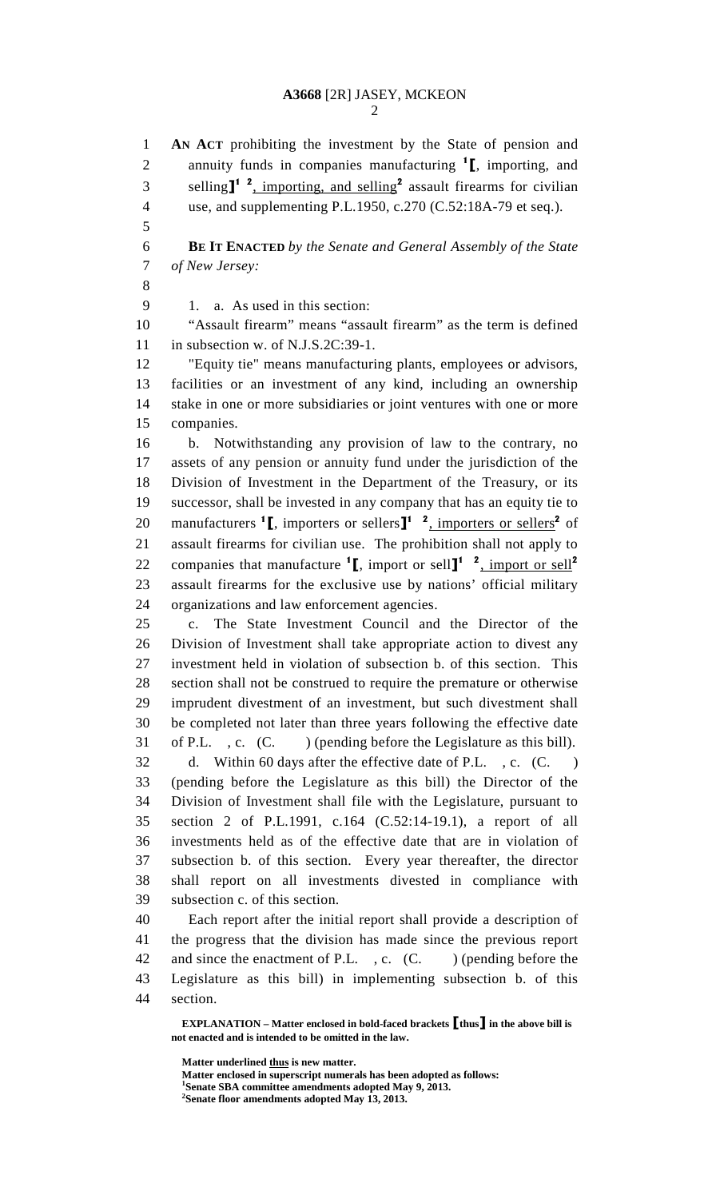**AN ACT** prohibiting the investment by the State of pension and annuity funds in companies manufacturing [1]**[**, importing, and selling**]**[1] [2], importing, and selling[2] assault firearms for civilian use, and supplementing P.L.1950, c.270 (C.52:18A-79 et seq.).

**BE IT ENACTED** *by the Senate and General Assembly of the State of New Jersey:*

1. a. As used in this section:

"Assault firearm" means "assault firearm" as the term is defined in subsection w. of N.J.S.2C:39-1.

"Equity tie" means manufacturing plants, employees or advisors, facilities or an investment of any kind, including an ownership stake in one or more subsidiaries or joint ventures with one or more companies.

b. Notwithstanding any provision of law to the contrary, no assets of any pension or annuity fund under the jurisdiction of the Division of Investment in the Department of the Treasury, or its successor, shall be invested in any company that has an equity tie to manufacturers [1]**[**, importers or sellers**]**[1] [2], importers or sellers[2] of assault firearms for civilian use. The prohibition shall not apply to companies that manufacture [1]**[**, import or sell**]**[1] [2], import or sell[2] assault firearms for the exclusive use by nations' official military organizations and law enforcement agencies.

c. The State Investment Council and the Director of the Division of Investment shall take appropriate action to divest any investment held in violation of subsection b. of this section. This section shall not be construed to require the premature or otherwise imprudent divestment of an investment, but such divestment shall be completed not later than three years following the effective date of P.L. , c. (C. ) (pending before the Legislature as this bill).

d. Within 60 days after the effective date of P.L. , c. (C. ) (pending before the Legislature as this bill) the Director of the Division of Investment shall file with the Legislature, pursuant to section 2 of P.L.1991, c.164 (C.52:14-19.1), a report of all investments held as of the effective date that are in violation of subsection b. of this section. Every year thereafter, the director shall report on all investments divested in compliance with subsection c. of this section.

Each report after the initial report shall provide a description of the progress that the division has made since the previous report and since the enactment of P.L. , c. (C. ) (pending before the Legislature as this bill) in implementing subsection b. of this section.

**EXPLANATION – Matter enclosed in bold-faced brackets [thus] in the above bill is not enacted and is intended to be omitted in the law.**

**Matter underlined thus is new matter.**
**Matter enclosed in superscript numerals has been adopted as follows:**
[1]**Senate SBA committee amendments adopted May 9, 2013.**
[2]**Senate floor amendments adopted May 13, 2013.**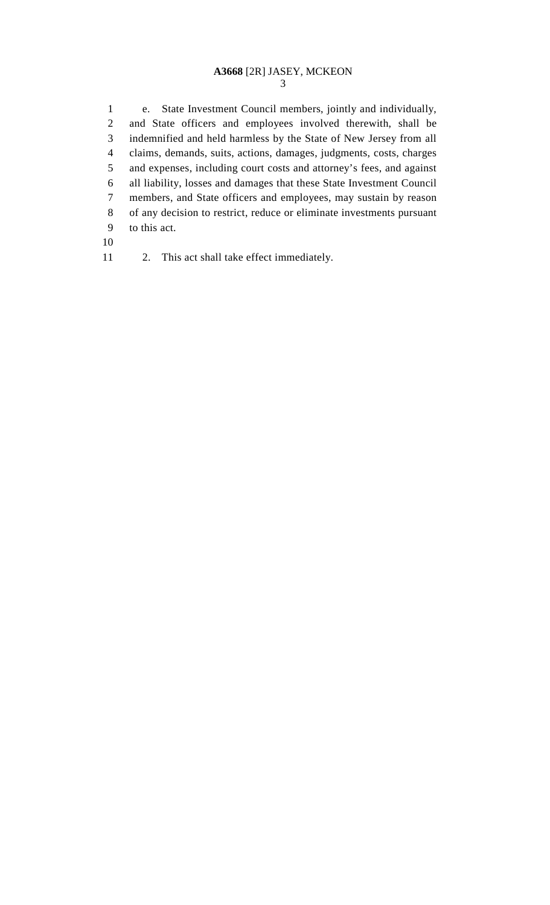e. State Investment Council members, jointly and individually, and State officers and employees involved therewith, shall be indemnified and held harmless by the State of New Jersey from all claims, demands, suits, actions, damages, judgments, costs, charges and expenses, including court costs and attorney's fees, and against all liability, losses and damages that these State Investment Council members, and State officers and employees, may sustain by reason of any decision to restrict, reduce or eliminate investments pursuant to this act.

2. This act shall take effect immediately.